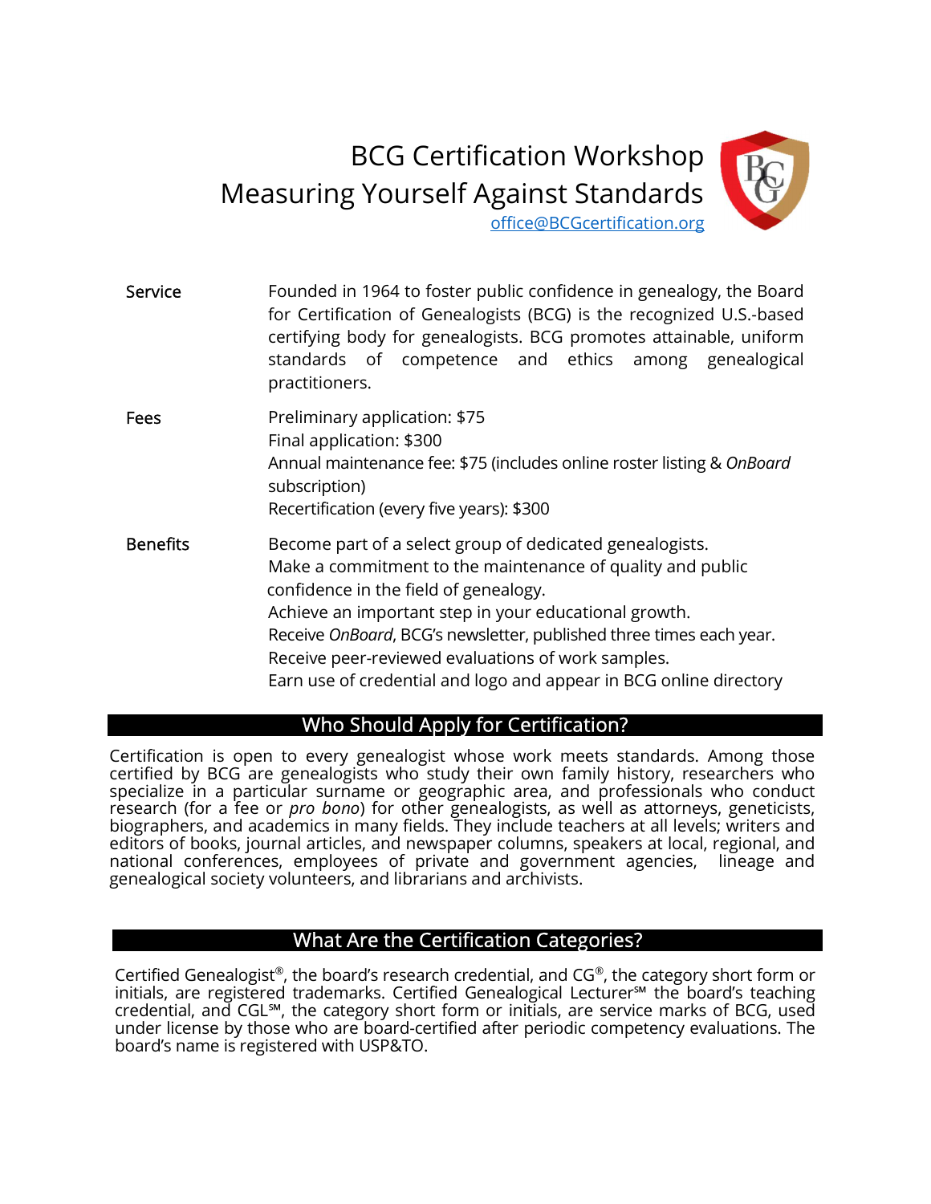# BCG Certification Workshop
# Measuring Yourself Against Standards

office@BCGcertification.org

**Service**

Founded in 1964 to foster public confidence in genealogy, the Board for Certification of Genealogists (BCG) is the recognized U.S.-based certifying body for genealogists. BCG promotes attainable, uniform standards of competence and ethics among genealogical practitioners.

**Fees**

Preliminary application: $75
Final application: $300
Annual maintenance fee: $75 (includes online roster listing & *OnBoard* subscription)
Recertification (every five years): $300

**Benefits**

Become part of a select group of dedicated genealogists.
Make a commitment to the maintenance of quality and public confidence in the field of genealogy.
Achieve an important step in your educational growth.
Receive *OnBoard*, BCG's newsletter, published three times each year.
Receive peer-reviewed evaluations of work samples.
Earn use of credential and logo and appear in BCG online directory

## Who Should Apply for Certification?

Certification is open to every genealogist whose work meets standards. Among those certified by BCG are genealogists who study their own family history, researchers who specialize in a particular surname or geographic area, and professionals who conduct research (for a fee or *pro bono*) for other genealogists, as well as attorneys, geneticists, biographers, and academics in many fields. They include teachers at all levels; writers and editors of books, journal articles, and newspaper columns, speakers at local, regional, and national conferences, employees of private and government agencies, lineage and genealogical society volunteers, and librarians and archivists.

## What Are the Certification Categories?

Certified Genealogist®, the board's research credential, and CG®, the category short form or initials, are registered trademarks. Certified Genealogical Lecturer℠ the board's teaching credential, and CGL℠, the category short form or initials, are service marks of BCG, used under license by those who are board-certified after periodic competency evaluations. The board's name is registered with USP&TO.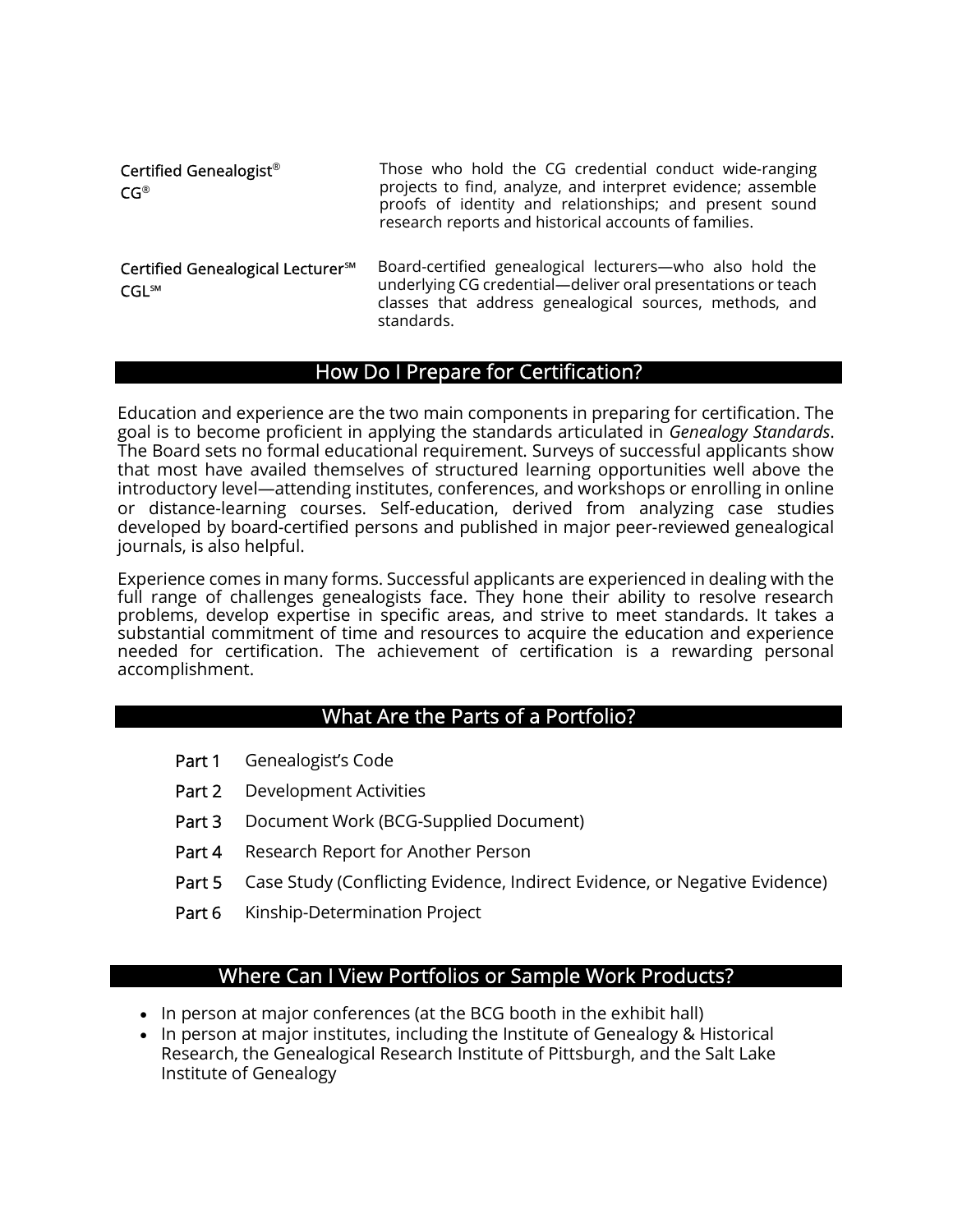| | |
|---|---|
| **Certified Genealogist® CG®** | Those who hold the CG credential conduct wide-ranging projects to find, analyze, and interpret evidence; assemble proofs of identity and relationships; and present sound research reports and historical accounts of families. |
| **Certified Genealogical Lecturer℠ CGL℠** | Board-certified genealogical lecturers—who also hold the underlying CG credential—deliver oral presentations or teach classes that address genealogical sources, methods, and standards. |

## How Do I Prepare for Certification?

Education and experience are the two main components in preparing for certification. The goal is to become proficient in applying the standards articulated in *Genealogy Standards*. The Board sets no formal educational requirement. Surveys of successful applicants show that most have availed themselves of structured learning opportunities well above the introductory level—attending institutes, conferences, and workshops or enrolling in online or distance-learning courses. Self-education, derived from analyzing case studies developed by board-certified persons and published in major peer-reviewed genealogical journals, is also helpful.

Experience comes in many forms. Successful applicants are experienced in dealing with the full range of challenges genealogists face. They hone their ability to resolve research problems, develop expertise in specific areas, and strive to meet standards. It takes a substantial commitment of time and resources to acquire the education and experience needed for certification. The achievement of certification is a rewarding personal accomplishment.

## What Are the Parts of a Portfolio?

- **Part 1** Genealogist's Code
- **Part 2** Development Activities
- **Part 3** Document Work (BCG-Supplied Document)
- **Part 4** Research Report for Another Person
- **Part 5** Case Study (Conflicting Evidence, Indirect Evidence, or Negative Evidence)
- **Part 6** Kinship-Determination Project

## Where Can I View Portfolios or Sample Work Products?

- In person at major conferences (at the BCG booth in the exhibit hall)
- In person at major institutes, including the Institute of Genealogy & Historical Research, the Genealogical Research Institute of Pittsburgh, and the Salt Lake Institute of Genealogy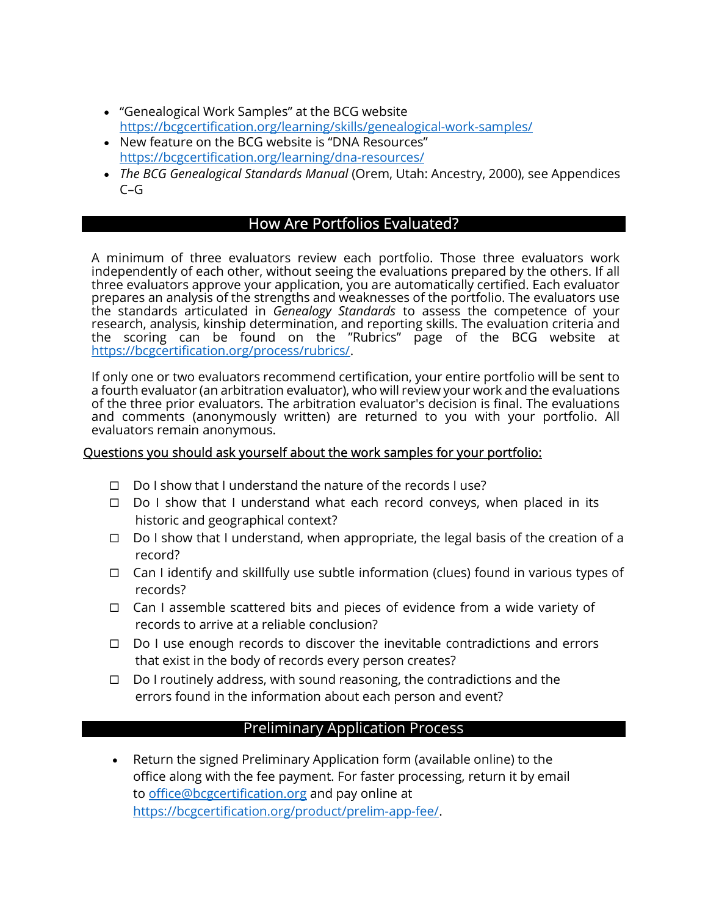- "Genealogical Work Samples" at the BCG website https://bcgcertification.org/learning/skills/genealogical-work-samples/
- New feature on the BCG website is "DNA Resources" https://bcgcertification.org/learning/dna-resources/
- *The BCG Genealogical Standards Manual* (Orem, Utah: Ancestry, 2000), see Appendices C–G

## How Are Portfolios Evaluated?

A minimum of three evaluators review each portfolio. Those three evaluators work independently of each other, without seeing the evaluations prepared by the others. If all three evaluators approve your application, you are automatically certified. Each evaluator prepares an analysis of the strengths and weaknesses of the portfolio. The evaluators use the standards articulated in *Genealogy Standards* to assess the competence of your research, analysis, kinship determination, and reporting skills. The evaluation criteria and the scoring can be found on the "Rubrics" page of the BCG website at https://bcgcertification.org/process/rubrics/.

If only one or two evaluators recommend certification, your entire portfolio will be sent to a fourth evaluator (an arbitration evaluator), who will review your work and the evaluations of the three prior evaluators. The arbitration evaluator's decision is final. The evaluations and comments (anonymously written) are returned to you with your portfolio. All evaluators remain anonymous.

Questions you should ask yourself about the work samples for your portfolio:

- ☐ Do I show that I understand the nature of the records I use?
- ☐ Do I show that I understand what each record conveys, when placed in its historic and geographical context?
- ☐ Do I show that I understand, when appropriate, the legal basis of the creation of a record?
- ☐ Can I identify and skillfully use subtle information (clues) found in various types of records?
- ☐ Can I assemble scattered bits and pieces of evidence from a wide variety of records to arrive at a reliable conclusion?
- ☐ Do I use enough records to discover the inevitable contradictions and errors that exist in the body of records every person creates?
- ☐ Do I routinely address, with sound reasoning, the contradictions and the errors found in the information about each person and event?

## Preliminary Application Process

- Return the signed Preliminary Application form (available online) to the office along with the fee payment. For faster processing, return it by email to office@bcgcertification.org and pay online at https://bcgcertification.org/product/prelim-app-fee/.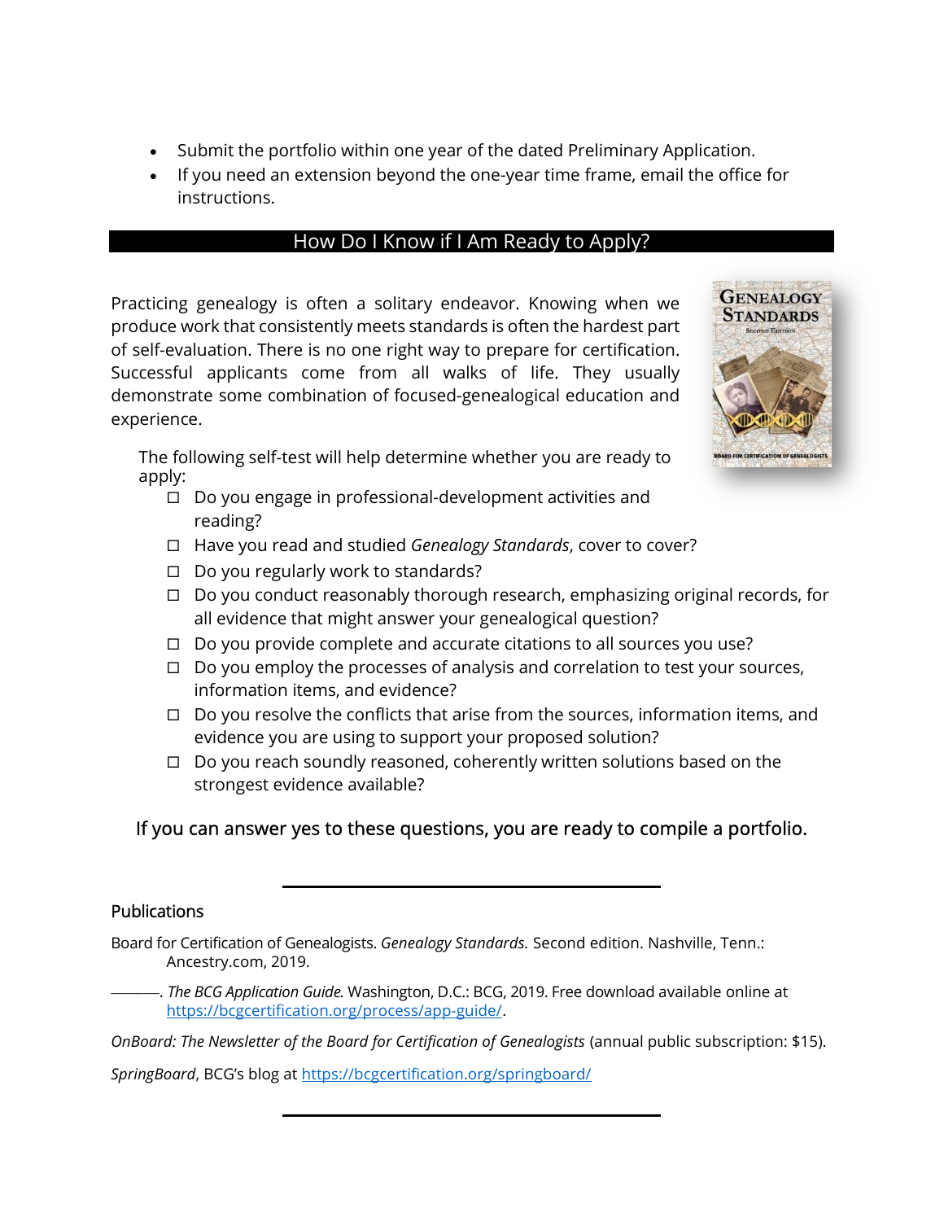- Submit the portfolio within one year of the dated Preliminary Application.
- If you need an extension beyond the one-year time frame, email the office for instructions.

## How Do I Know if I Am Ready to Apply?

Practicing genealogy is often a solitary endeavor. Knowing when we produce work that consistently meets standards is often the hardest part of self-evaluation. There is no one right way to prepare for certification. Successful applicants come from all walks of life. They usually demonstrate some combination of focused-genealogical education and experience.

The following self-test will help determine whether you are ready to apply:

- ☐ Do you engage in professional-development activities and reading?
- ☐ Have you read and studied *Genealogy Standards*, cover to cover?
- ☐ Do you regularly work to standards?
- ☐ Do you conduct reasonably thorough research, emphasizing original records, for all evidence that might answer your genealogical question?
- ☐ Do you provide complete and accurate citations to all sources you use?
- ☐ Do you employ the processes of analysis and correlation to test your sources, information items, and evidence?
- ☐ Do you resolve the conflicts that arise from the sources, information items, and evidence you are using to support your proposed solution?
- ☐ Do you reach soundly reasoned, coherently written solutions based on the strongest evidence available?

If you can answer yes to these questions, you are ready to compile a portfolio.

---

### Publications

Board for Certification of Genealogists. *Genealogy Standards.* Second edition. Nashville, Tenn.: Ancestry.com, 2019.

———. *The BCG Application Guide.* Washington, D.C.: BCG, 2019. Free download available online at https://bcgcertification.org/process/app-guide/.

*OnBoard: The Newsletter of the Board for Certification of Genealogists* (annual public subscription: $15).

*SpringBoard*, BCG's blog at https://bcgcertification.org/springboard/

---